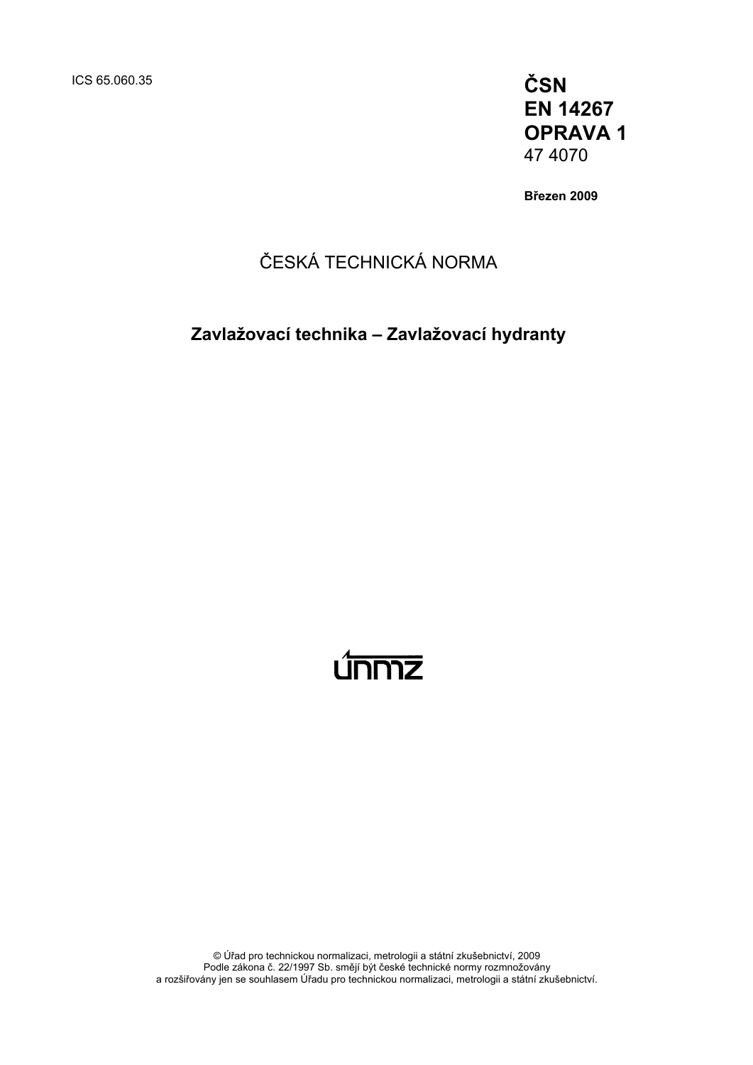ICS 65.060.35

**ČSN**
**EN 14267**
**OPRAVA 1**
47 4070

**Březen 2009**

ČESKÁ TECHNICKÁ NORMA

## Zavlažovací technika – Zavlažovací hydranty

únmz

© Úřad pro technickou normalizaci, metrologii a státní zkušebnictví, 2009
Podle zákona č. 22/1997 Sb. smějí být české technické normy rozmnožovány
a rozšiřovány jen se souhlasem Úřadu pro technickou normalizaci, metrologii a státní zkušebnictví.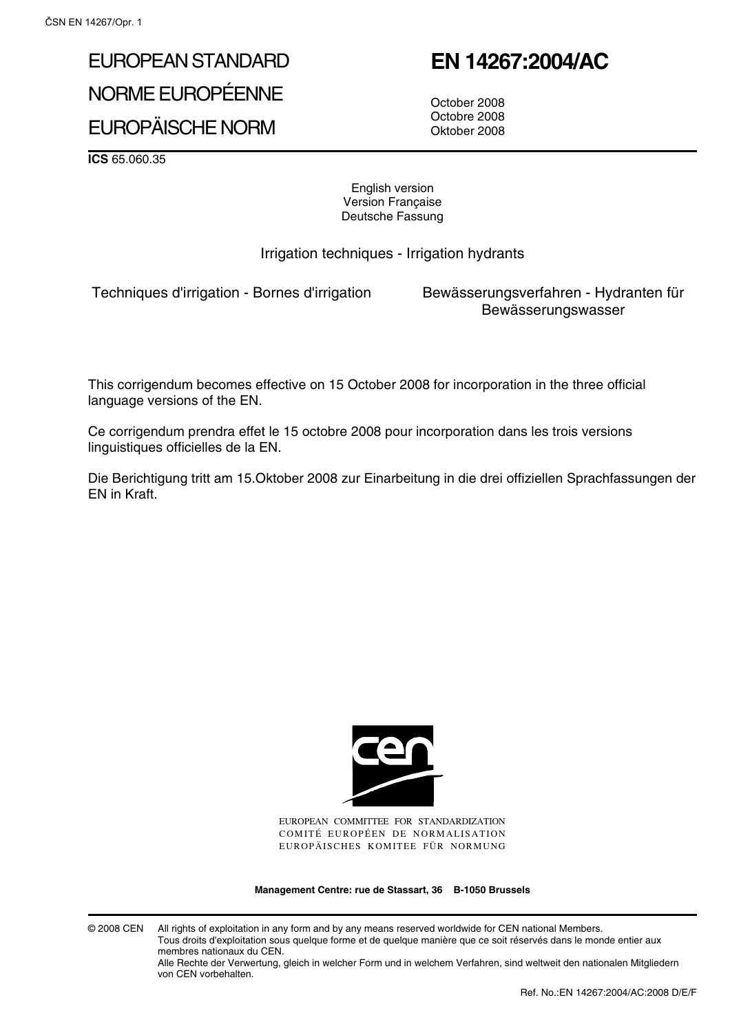# EUROPEAN STANDARD
# NORME EUROPÉENNE
# EUROPÄISCHE NORM

**EN 14267:2004/AC**

October 2008
Octobre 2008
Oktober 2008

**ICS** 65.060.35

English version
Version Française
Deutsche Fassung

Irrigation techniques - Irrigation hydrants

Techniques d'irrigation - Bornes d'irrigation

Bewässerungsverfahren - Hydranten für Bewässerungswasser

This corrigendum becomes effective on 15 October 2008 for incorporation in the three official language versions of the EN.

Ce corrigendum prendra effet le 15 octobre 2008 pour incorporation dans les trois versions linguistiques officielles de la EN.

Die Berichtigung tritt am 15.Oktober 2008 zur Einarbeitung in die drei offiziellen Sprachfassungen der EN in Kraft.

EUROPEAN COMMITTEE FOR STANDARDIZATION
COMITÉ EUROPÉEN DE NORMALISATION
EUROPÄISCHES KOMITEE FÜR NORMUNG

**Management Centre: rue de Stassart, 36 B-1050 Brussels**

© 2008 CEN All rights of exploitation in any form and by any means reserved worldwide for CEN national Members.
Tous droits d'exploitation sous quelque forme et de quelque manière que ce soit réservés dans le monde entier aux membres nationaux du CEN.
Alle Rechte der Verwertung, gleich in welcher Form und in welchem Verfahren, sind weltweit den nationalen Mitgliedern von CEN vorbehalten.

Ref. No.:EN 14267:2004/AC:2008 D/E/F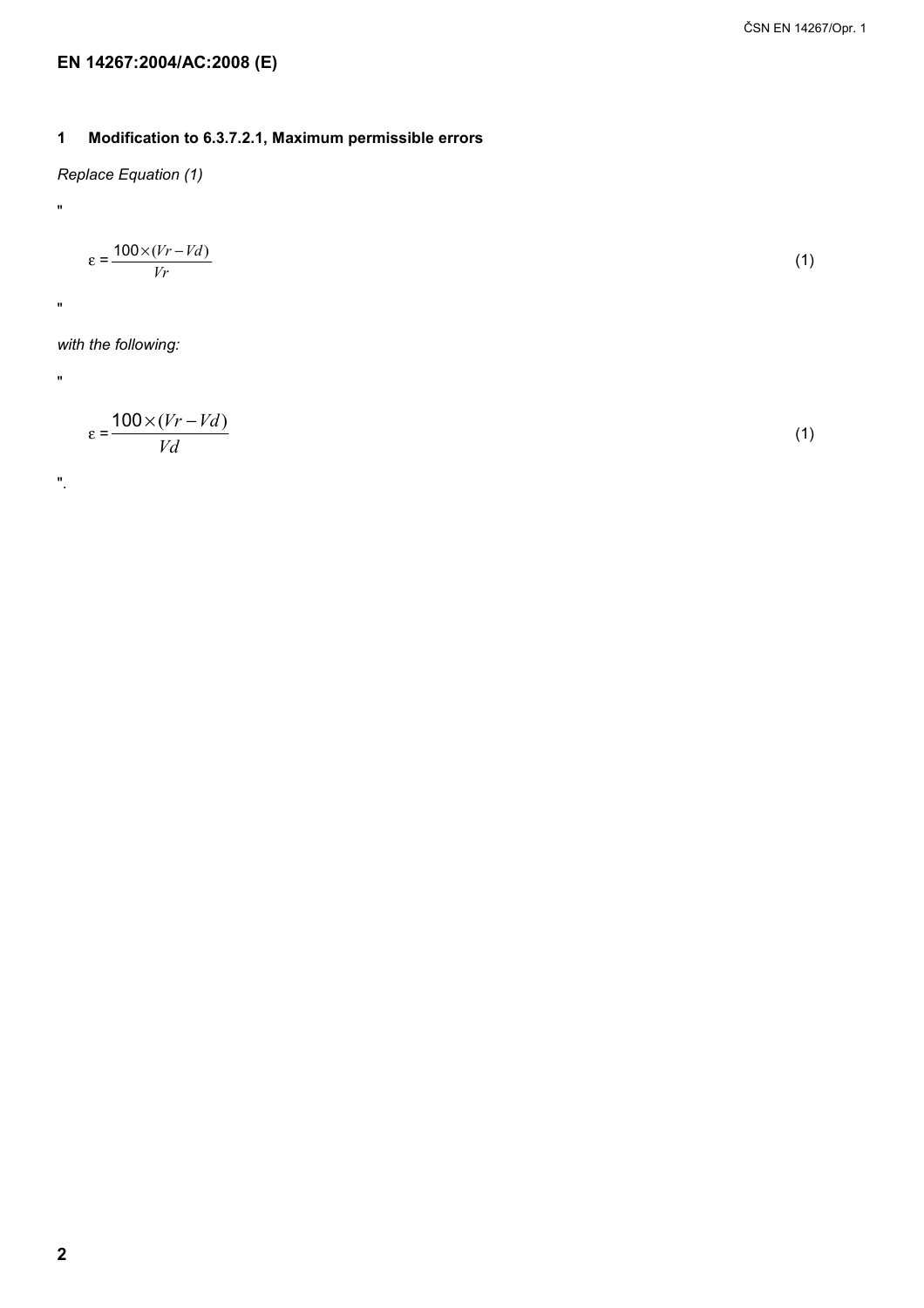# EN 14267:2004/AC:2008 (E)

## 1 Modification to 6.3.7.2.1, Maximum permissible errors

*Replace Equation (1)*

"

$$\varepsilon = \frac{100 \times (Vr - Vd)}{Vr} \tag{1}$$

"

*with the following:*

"

$$\varepsilon = \frac{100 \times (Vr - Vd)}{Vd} \tag{1}$$

".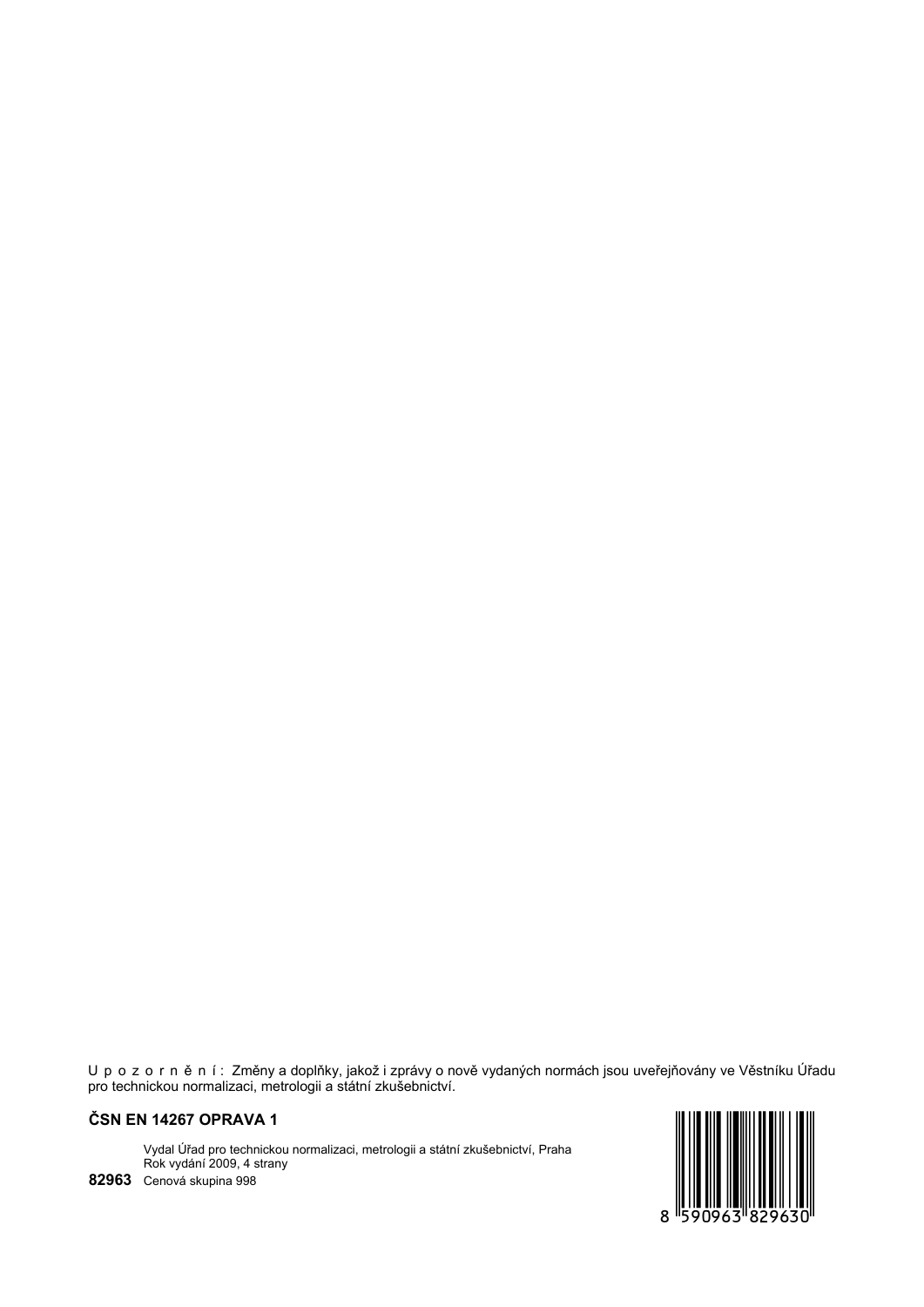U p o z o r n ě n í : Změny a doplňky, jakož i zprávy o nově vydaných normách jsou uveřejňovány ve Věstníku Úřadu pro technickou normalizaci, metrologii a státní zkušebnictví.

**ČSN EN 14267 OPRAVA 1**

Vydal Úřad pro technickou normalizaci, metrologii a státní zkušebnictví, Praha
Rok vydání 2009, 4 strany

**82963** Cenová skupina 998

8 590963 829630